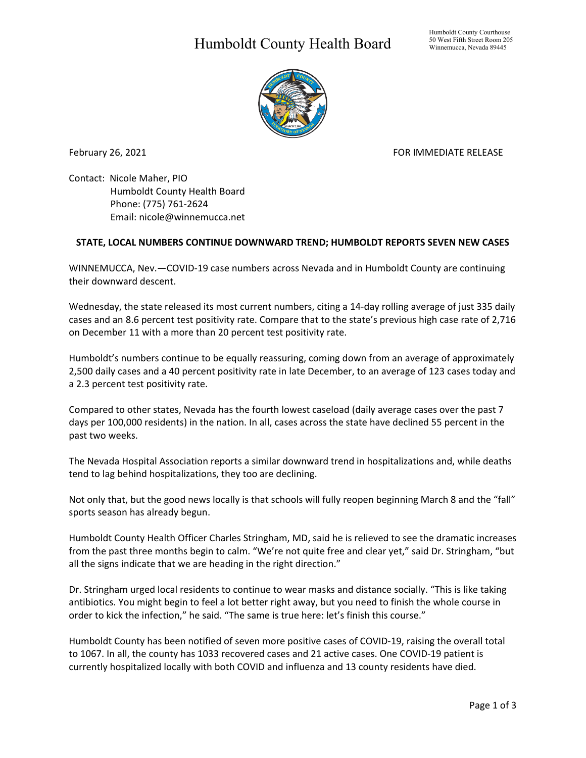# Humboldt County Health Board

Humboldt County Courthouse
50 West Fifth Street Room 205
Winnemucca, Nevada 89445

February 26, 2021 FOR IMMEDIATE RELEASE

Contact: Nicole Maher, PIO
Humboldt County Health Board
Phone: (775) 761-2624
Email: nicole@winnemucca.net

**STATE, LOCAL NUMBERS CONTINUE DOWNWARD TREND; HUMBOLDT REPORTS SEVEN NEW CASES**

WINNEMUCCA, Nev.—COVID-19 case numbers across Nevada and in Humboldt County are continuing their downward descent.

Wednesday, the state released its most current numbers, citing a 14-day rolling average of just 335 daily cases and an 8.6 percent test positivity rate. Compare that to the state's previous high case rate of 2,716 on December 11 with a more than 20 percent test positivity rate.

Humboldt's numbers continue to be equally reassuring, coming down from an average of approximately 2,500 daily cases and a 40 percent positivity rate in late December, to an average of 123 cases today and a 2.3 percent test positivity rate.

Compared to other states, Nevada has the fourth lowest caseload (daily average cases over the past 7 days per 100,000 residents) in the nation. In all, cases across the state have declined 55 percent in the past two weeks.

The Nevada Hospital Association reports a similar downward trend in hospitalizations and, while deaths tend to lag behind hospitalizations, they too are declining.

Not only that, but the good news locally is that schools will fully reopen beginning March 8 and the "fall" sports season has already begun.

Humboldt County Health Officer Charles Stringham, MD, said he is relieved to see the dramatic increases from the past three months begin to calm. "We're not quite free and clear yet," said Dr. Stringham, "but all the signs indicate that we are heading in the right direction."

Dr. Stringham urged local residents to continue to wear masks and distance socially. "This is like taking antibiotics. You might begin to feel a lot better right away, but you need to finish the whole course in order to kick the infection," he said. "The same is true here: let's finish this course."

Humboldt County has been notified of seven more positive cases of COVID-19, raising the overall total to 1067. In all, the county has 1033 recovered cases and 21 active cases. One COVID-19 patient is currently hospitalized locally with both COVID and influenza and 13 county residents have died.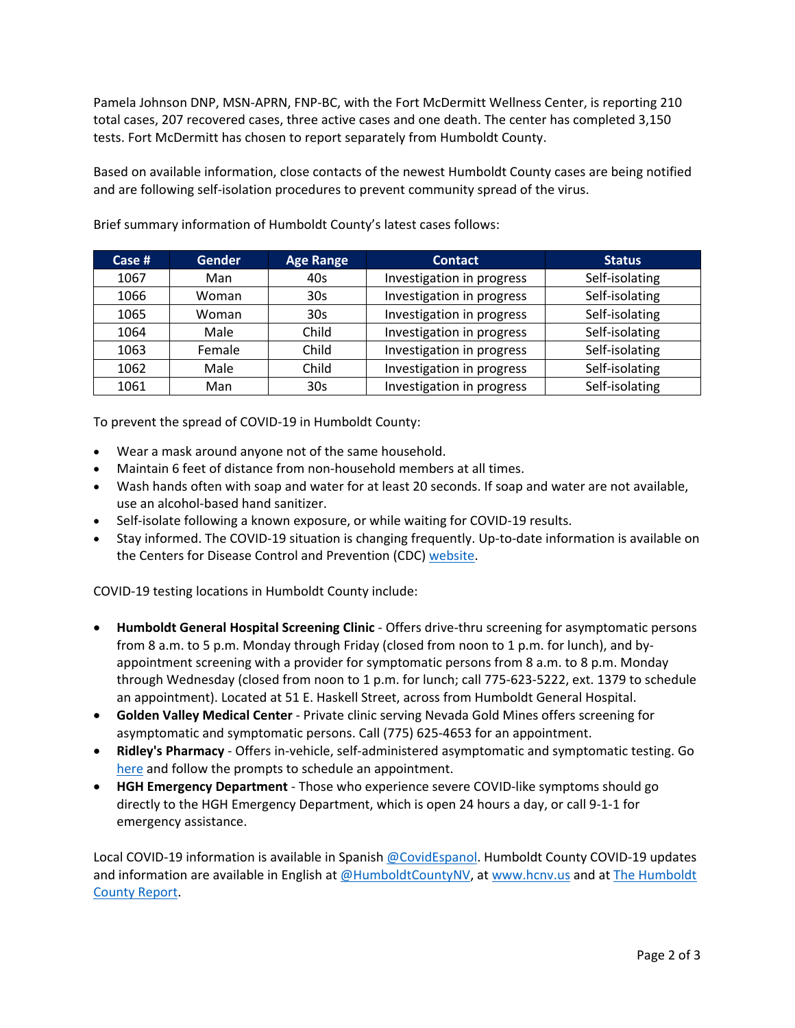Pamela Johnson DNP, MSN-APRN, FNP-BC, with the Fort McDermitt Wellness Center, is reporting 210 total cases, 207 recovered cases, three active cases and one death. The center has completed 3,150 tests. Fort McDermitt has chosen to report separately from Humboldt County.

Based on available information, close contacts of the newest Humboldt County cases are being notified and are following self-isolation procedures to prevent community spread of the virus.

Brief summary information of Humboldt County's latest cases follows:

| Case # | Gender | Age Range | Contact | Status |
|---|---|---|---|---|
| 1067 | Man | 40s | Investigation in progress | Self-isolating |
| 1066 | Woman | 30s | Investigation in progress | Self-isolating |
| 1065 | Woman | 30s | Investigation in progress | Self-isolating |
| 1064 | Male | Child | Investigation in progress | Self-isolating |
| 1063 | Female | Child | Investigation in progress | Self-isolating |
| 1062 | Male | Child | Investigation in progress | Self-isolating |
| 1061 | Man | 30s | Investigation in progress | Self-isolating |

To prevent the spread of COVID-19 in Humboldt County:

- Wear a mask around anyone not of the same household.
- Maintain 6 feet of distance from non-household members at all times.
- Wash hands often with soap and water for at least 20 seconds. If soap and water are not available, use an alcohol-based hand sanitizer.
- Self-isolate following a known exposure, or while waiting for COVID-19 results.
- Stay informed. The COVID-19 situation is changing frequently. Up-to-date information is available on the Centers for Disease Control and Prevention (CDC) website.

COVID-19 testing locations in Humboldt County include:

- **Humboldt General Hospital Screening Clinic** - Offers drive-thru screening for asymptomatic persons from 8 a.m. to 5 p.m. Monday through Friday (closed from noon to 1 p.m. for lunch), and by-appointment screening with a provider for symptomatic persons from 8 a.m. to 8 p.m. Monday through Wednesday (closed from noon to 1 p.m. for lunch; call 775-623-5222, ext. 1379 to schedule an appointment). Located at 51 E. Haskell Street, across from Humboldt General Hospital.
- **Golden Valley Medical Center** - Private clinic serving Nevada Gold Mines offers screening for asymptomatic and symptomatic persons. Call (775) 625-4653 for an appointment.
- **Ridley's Pharmacy** - Offers in-vehicle, self-administered asymptomatic and symptomatic testing. Go here and follow the prompts to schedule an appointment.
- **HGH Emergency Department** - Those who experience severe COVID-like symptoms should go directly to the HGH Emergency Department, which is open 24 hours a day, or call 9-1-1 for emergency assistance.

Local COVID-19 information is available in Spanish @CovidEspanol. Humboldt County COVID-19 updates and information are available in English at @HumboldtCountyNV, at www.hcnv.us and at The Humboldt County Report.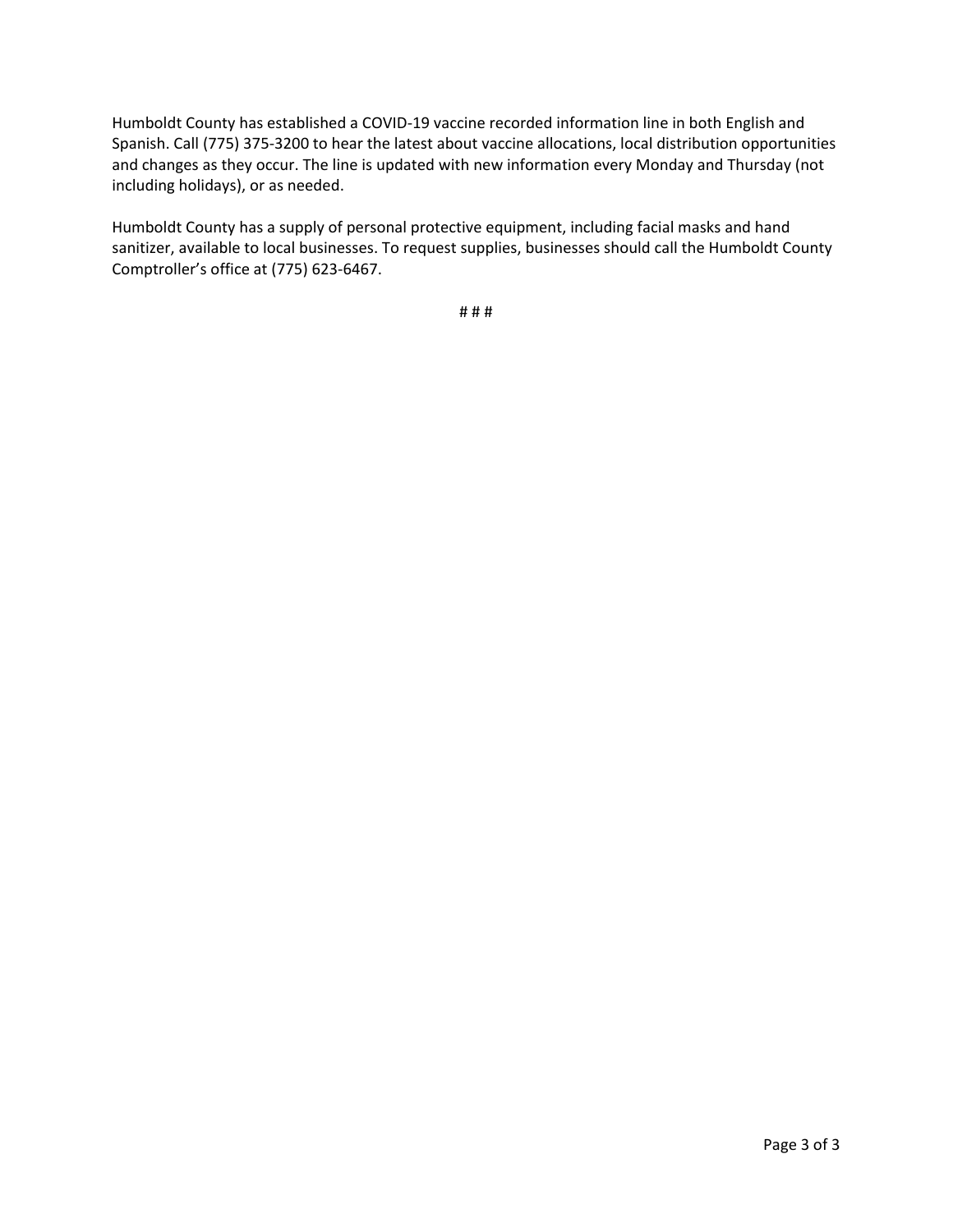Humboldt County has established a COVID-19 vaccine recorded information line in both English and Spanish. Call (775) 375-3200 to hear the latest about vaccine allocations, local distribution opportunities and changes as they occur. The line is updated with new information every Monday and Thursday (not including holidays), or as needed.

Humboldt County has a supply of personal protective equipment, including facial masks and hand sanitizer, available to local businesses. To request supplies, businesses should call the Humboldt County Comptroller's office at (775) 623-6467.

# # #